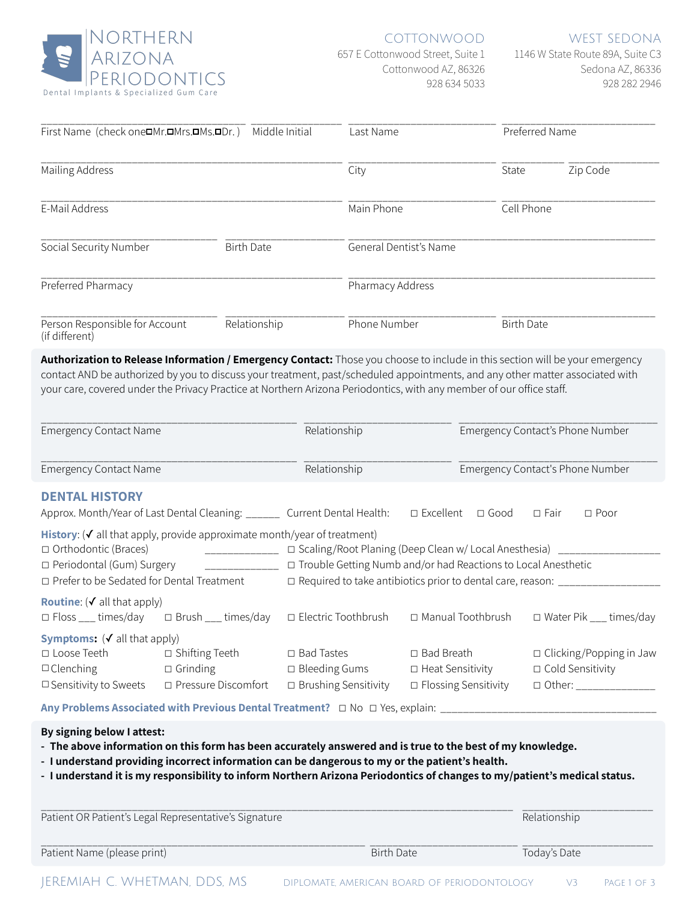# NORTHERN ARIZONA PERIODONTICS

Dental Implants & Specialized Gum Care

**COTTONWOOD**
657 E Cottonwood Street, Suite 1
Cottonwood AZ, 86326
928 634 5033

**WEST SEDONA**
1146 W State Route 89A, Suite C3
Sedona AZ, 86336
928 282 2946

First Name (check one☐Mr.☐Mrs.☐Ms.☐Dr. ) ____________ Middle Initial ____________ Last Name ____________ Preferred Name ____________

Mailing Address ____________ City ____________ State ____________ Zip Code ____________

E-Mail Address ____________ Main Phone ____________ Cell Phone ____________

Social Security Number ____________ Birth Date ____________ General Dentist's Name ____________

Preferred Pharmacy ____________ Pharmacy Address ____________

Person Responsible for Account (if different) ____________ Relationship ____________ Phone Number ____________ Birth Date ____________

**Authorization to Release Information / Emergency Contact:** Those you choose to include in this section will be your emergency contact AND be authorized by you to discuss your treatment, past/scheduled appointments, and any other matter associated with your care, covered under the Privacy Practice at Northern Arizona Periodontics, with any member of our office staff.

Emergency Contact Name ____________ Relationship ____________ Emergency Contact's Phone Number ____________

Emergency Contact Name ____________ Relationship ____________ Emergency Contact's Phone Number ____________

## DENTAL HISTORY

Approx. Month/Year of Last Dental Cleaning: ______ Current Dental Health: ☐ Excellent ☐ Good ☐ Fair ☐ Poor

**History**: (✓ all that apply, provide approximate month/year of treatment)

- ☐ Orthodontic (Braces) ____________
- ☐ Scaling/Root Planing (Deep Clean w/ Local Anesthesia) ________________
- ☐ Periodontal (Gum) Surgery ____________
- ☐ Trouble Getting Numb and/or had Reactions to Local Anesthetic
- ☐ Prefer to be Sedated for Dental Treatment
- ☐ Required to take antibiotics prior to dental care, reason: ________________

**Routine**: (✓ all that apply)

☐ Floss ___ times/day ☐ Brush ___ times/day ☐ Electric Toothbrush ☐ Manual Toothbrush ☐ Water Pik ___ times/day

**Symptoms:** (✓ all that apply)

| | | | | |
|---|---|---|---|---|
| ☐ Loose Teeth | ☐ Shifting Teeth | ☐ Bad Tastes | ☐ Bad Breath | ☐ Clicking/Popping in Jaw |
| ☐ Clenching | ☐ Grinding | ☐ Bleeding Gums | ☐ Heat Sensitivity | ☐ Cold Sensitivity |
| ☐ Sensitivity to Sweets | ☐ Pressure Discomfort | ☐ Brushing Sensitivity | ☐ Flossing Sensitivity | ☐ Other: ____________ |

**Any Problems Associated with Previous Dental Treatment?** ☐ No ☐ Yes, explain: ________________________________

**By signing below I attest:**

- **The above information on this form has been accurately answered and is true to the best of my knowledge.**
- **I understand providing incorrect information can be dangerous to my or the patient's health.**
- **I understand it is my responsibility to inform Northern Arizona Periodontics of changes to my/patient's medical status.**

Patient OR Patient's Legal Representative's Signature ________________________ Relationship ____________

Patient Name (please print) ________________________ Birth Date ____________ Today's Date ____________

JEREMIAH C. WHETMAN, DDS, MS — DIPLOMATE, AMERICAN BOARD OF PERIODONTOLOGY — V3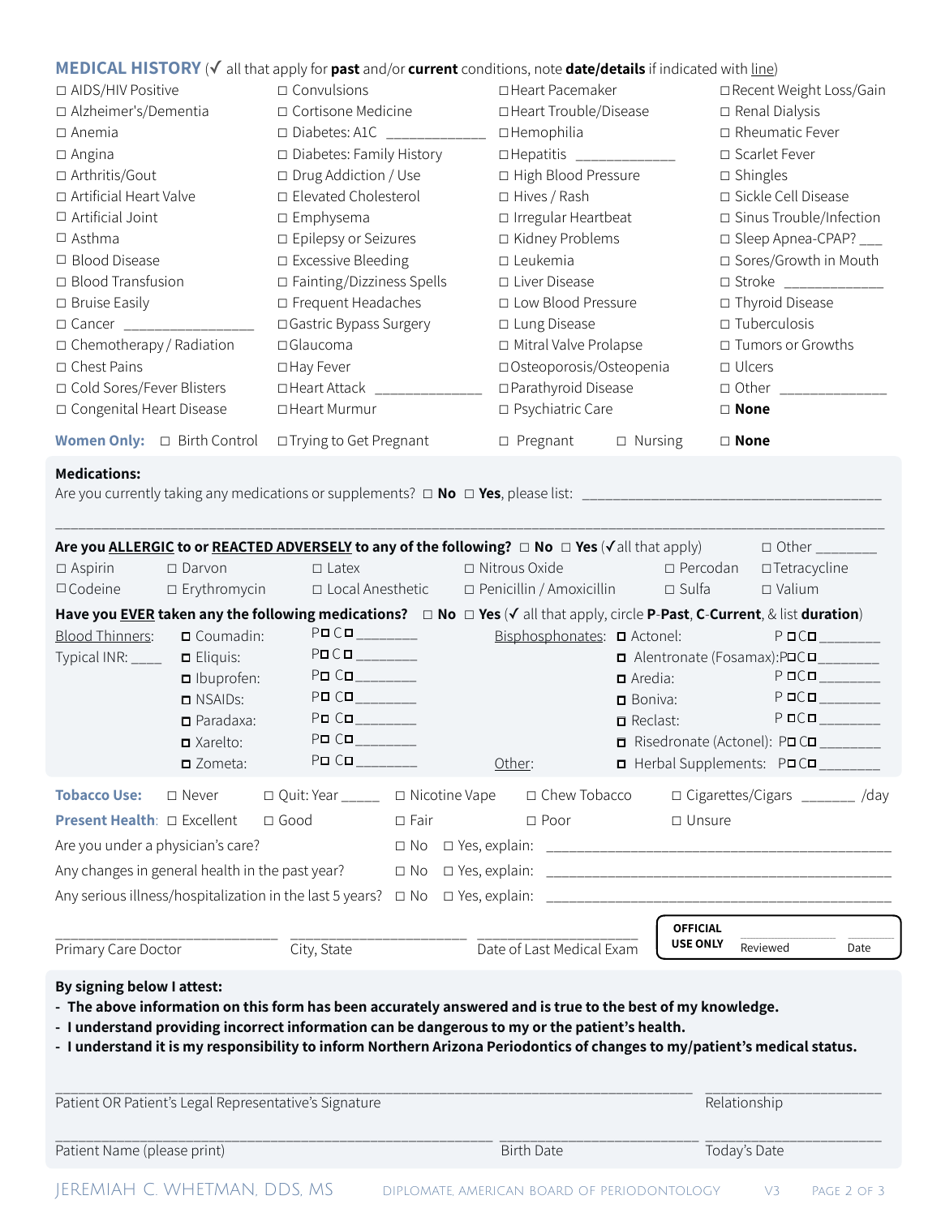## MEDICAL HISTORY (✓ all that apply for **past** and/or **current** conditions, note **date/details** if indicated with line)

| | | | |
|---|---|---|---|
| ☐ AIDS/HIV Positive | ☐ Convulsions | ☐ Heart Pacemaker | ☐ Recent Weight Loss/Gain |
| ☐ Alzheimer's/Dementia | ☐ Cortisone Medicine | ☐ Heart Trouble/Disease | ☐ Renal Dialysis |
| ☐ Anemia | ☐ Diabetes: A1C ___________ | ☐ Hemophilia | ☐ Rheumatic Fever |
| ☐ Angina | ☐ Diabetes: Family History | ☐ Hepatitis ___________ | ☐ Scarlet Fever |
| ☐ Arthritis/Gout | ☐ Drug Addiction / Use | ☐ High Blood Pressure | ☐ Shingles |
| ☐ Artificial Heart Valve | ☐ Elevated Cholesterol | ☐ Hives / Rash | ☐ Sickle Cell Disease |
| ☐ Artificial Joint | ☐ Emphysema | ☐ Irregular Heartbeat | ☐ Sinus Trouble/Infection |
| ☐ Asthma | ☐ Epilepsy or Seizures | ☐ Kidney Problems | ☐ Sleep Apnea-CPAP? ___ |
| ☐ Blood Disease | ☐ Excessive Bleeding | ☐ Leukemia | ☐ Sores/Growth in Mouth |
| ☐ Blood Transfusion | ☐ Fainting/Dizziness Spells | ☐ Liver Disease | ☐ Stroke ___________ |
| ☐ Bruise Easily | ☐ Frequent Headaches | ☐ Low Blood Pressure | ☐ Thyroid Disease |
| ☐ Cancer ______________ | ☐ Gastric Bypass Surgery | ☐ Lung Disease | ☐ Tuberculosis |
| ☐ Chemotherapy / Radiation | ☐ Glaucoma | ☐ Mitral Valve Prolapse | ☐ Tumors or Growths |
| ☐ Chest Pains | ☐ Hay Fever | ☐ Osteoporosis/Osteopenia | ☐ Ulcers |
| ☐ Cold Sores/Fever Blisters | ☐ Heart Attack ___________ | ☐ Parathyroid Disease | ☐ Other ___________ |
| ☐ Congenital Heart Disease | ☐ Heart Murmur | ☐ Psychiatric Care | ☐ **None** |

**Women Only:** ☐ Birth Control ☐ Trying to Get Pregnant ☐ Pregnant ☐ Nursing ☐ **None**

**Medications:**

Are you currently taking any medications or supplements? ☐ **No** ☐ **Yes**, please list: ________________________________________

______________________________________________________________________________________

**Are you ALLERGIC to or REACTED ADVERSELY to any of the following?** ☐ **No** ☐ **Yes** (✓all that apply) ☐ Other ________

| | | | | | |
|---|---|---|---|---|---|
| ☐ Aspirin | ☐ Darvon | ☐ Latex | ☐ Nitrous Oxide | ☐ Percodan | ☐ Tetracycline |
| ☐ Codeine | ☐ Erythromycin | ☐ Local Anesthetic | ☐ Penicillin / Amoxicillin | ☐ Sulfa | ☐ Valium |

**Have you EVER taken any the following medications?** ☐ **No** ☐ **Yes** (✓ all that apply, circle **P-Past**, **C-Current**, & list **duration**)

| | | | | | |
|---|---|---|---|---|---|
| Blood Thinners: | ☐ Coumadin: | P☐ C☐ ________ | Bisphosphonates: | ☐ Actonel: | P ☐C☐ ________ |
| Typical INR: ____ | ☐ Eliquis: | P☐ C☐ ________ | | ☐ Alentronate (Fosamax): | P☐C☐ ________ |
| | ☐ Ibuprofen: | P☐ C☐ ________ | | ☐ Aredia: | P ☐C☐ ________ |
| | ☐ NSAIDs: | P☐ C☐ ________ | | ☐ Boniva: | P ☐C☐ ________ |
| | ☐ Paradaxa: | P☐ C☐ ________ | | ☐ Reclast: | P ☐C☐ ________ |
| | ☐ Xarelto: | P☐ C☐ ________ | | ☐ Risedronate (Actonel): | P☐ C☐ ________ |
| | ☐ Zometa: | P☐ C☐ ________ | Other: | ☐ Herbal Supplements: | P☐ C☐ ________ |

**Tobacco Use:** ☐ Never ☐ Quit: Year _____ ☐ Nicotine Vape ☐ Chew Tobacco ☐ Cigarettes/Cigars _______ /day

**Present Health:** ☐ Excellent ☐ Good ☐ Fair ☐ Poor ☐ Unsure

Are you under a physician's care? ☐ No ☐ Yes, explain: ________________________________

Any changes in general health in the past year? ☐ No ☐ Yes, explain: ________________________________

Any serious illness/hospitalization in the last 5 years? ☐ No ☐ Yes, explain: ________________________________

______________________ ______________________ ______________________

Primary Care Doctor City, State Date of Last Medical Exam

**OFFICIAL USE ONLY** Reviewed ________ Date ________

**By signing below I attest:**

- **The above information on this form has been accurately answered and is true to the best of my knowledge.**
- **I understand providing incorrect information can be dangerous to my or the patient's health.**
- **I understand it is my responsibility to inform Northern Arizona Periodontics of changes to my/patient's medical status.**

________________________________________________ ______________________

Patient OR Patient's Legal Representative's Signature Relationship

________________________________________________ ______________________ ______________________

Patient Name (please print) Birth Date Today's Date

JEREMIAH C. WHETMAN, DDS, MS — DIPLOMATE, AMERICAN BOARD OF PERIODONTOLOGY — V3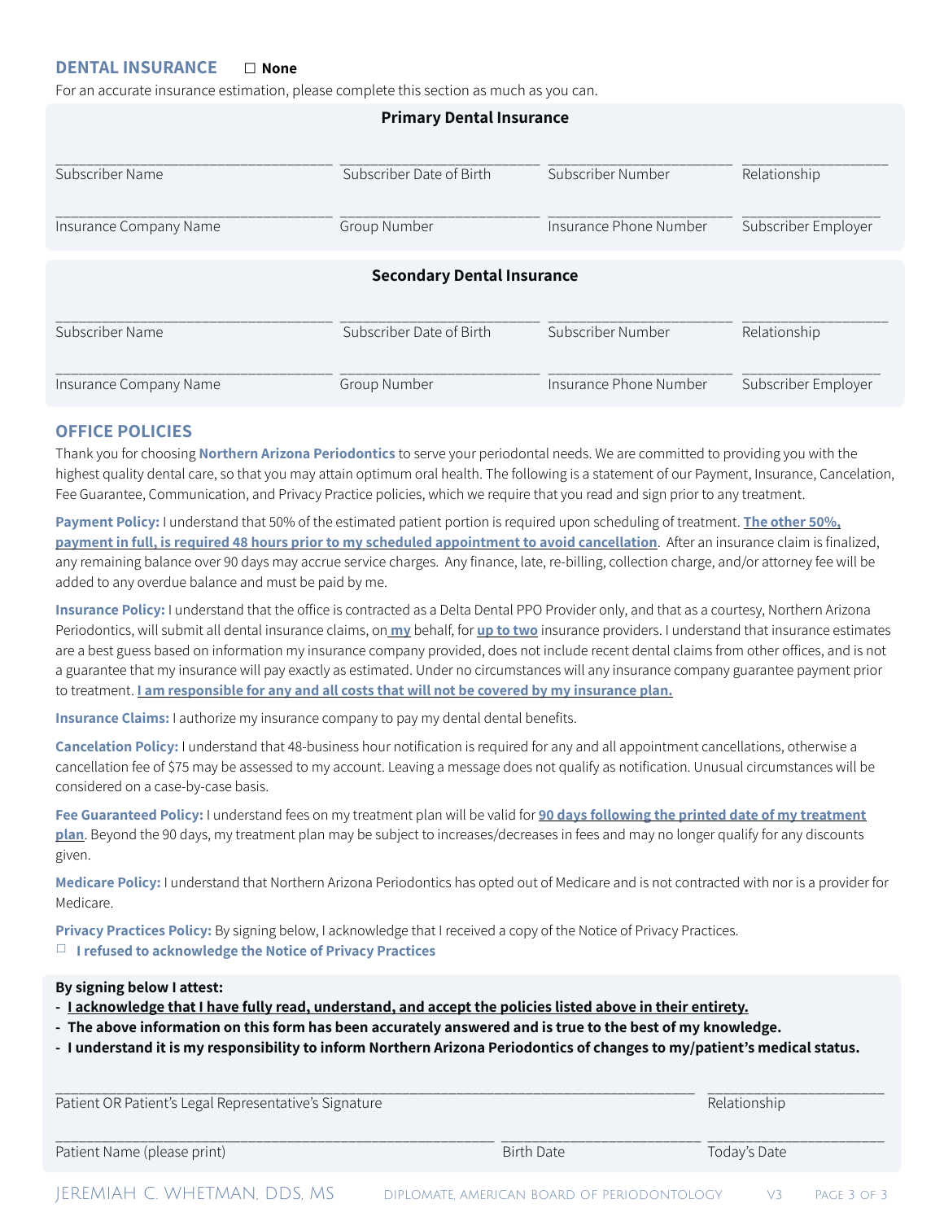## DENTAL INSURANCE ☐ None

For an accurate insurance estimation, please complete this section as much as you can.

### Primary Dental Insurance

| | | | |
|---|---|---|---|
| Subscriber Name | Subscriber Date of Birth | Subscriber Number | Relationship |
| Insurance Company Name | Group Number | Insurance Phone Number | Subscriber Employer |

### Secondary Dental Insurance

| | | | |
|---|---|---|---|
| Subscriber Name | Subscriber Date of Birth | Subscriber Number | Relationship |
| Insurance Company Name | Group Number | Insurance Phone Number | Subscriber Employer |

## OFFICE POLICIES

Thank you for choosing **Northern Arizona Periodontics** to serve your periodontal needs. We are committed to providing you with the highest quality dental care, so that you may attain optimum oral health. The following is a statement of our Payment, Insurance, Cancelation, Fee Guarantee, Communication, and Privacy Practice policies, which we require that you read and sign prior to any treatment.

**Payment Policy:** I understand that 50% of the estimated patient portion is required upon scheduling of treatment. **<u>The other 50%, payment in full, is required 48 hours prior to my scheduled appointment to avoid cancellation</u>**. After an insurance claim is finalized, any remaining balance over 90 days may accrue service charges. Any finance, late, re-billing, collection charge, and/or attorney fee will be added to any overdue balance and must be paid by me.

**Insurance Policy:** I understand that the office is contracted as a Delta Dental PPO Provider only, and that as a courtesy, Northern Arizona Periodontics, will submit all dental insurance claims, on **<u>my</u>** behalf, for **<u>up to two</u>** insurance providers. I understand that insurance estimates are a best guess based on information my insurance company provided, does not include recent dental claims from other offices, and is not a guarantee that my insurance will pay exactly as estimated. Under no circumstances will any insurance company guarantee payment prior to treatment. **<u>I am responsible for any and all costs that will not be covered by my insurance plan.</u>**

**Insurance Claims:** I authorize my insurance company to pay my dental dental benefits.

**Cancelation Policy:** I understand that 48-business hour notification is required for any and all appointment cancellations, otherwise a cancellation fee of $75 may be assessed to my account. Leaving a message does not qualify as notification. Unusual circumstances will be considered on a case-by-case basis.

**Fee Guaranteed Policy:** I understand fees on my treatment plan will be valid for **<u>90 days following the printed date of my treatment plan</u>**. Beyond the 90 days, my treatment plan may be subject to increases/decreases in fees and may no longer qualify for any discounts given.

**Medicare Policy:** I understand that Northern Arizona Periodontics has opted out of Medicare and is not contracted with nor is a provider for Medicare.

**Privacy Practices Policy:** By signing below, I acknowledge that I received a copy of the Notice of Privacy Practices.

☐ **I refused to acknowledge the Notice of Privacy Practices**

**By signing below I attest:**

- **<u>I acknowledge that I have fully read, understand, and accept the policies listed above in their entirety.</u>**
- **The above information on this form has been accurately answered and is true to the best of my knowledge.**
- **I understand it is my responsibility to inform Northern Arizona Periodontics of changes to my/patient's medical status.**

| | | |
|---|---|---|
| Patient OR Patient's Legal Representative's Signature | | Relationship |
| Patient Name (please print) | Birth Date | Today's Date |

JEREMIAH C. WHETMAN, DDS, MS — DIPLOMATE, AMERICAN BOARD OF PERIODONTOLOGY — V3